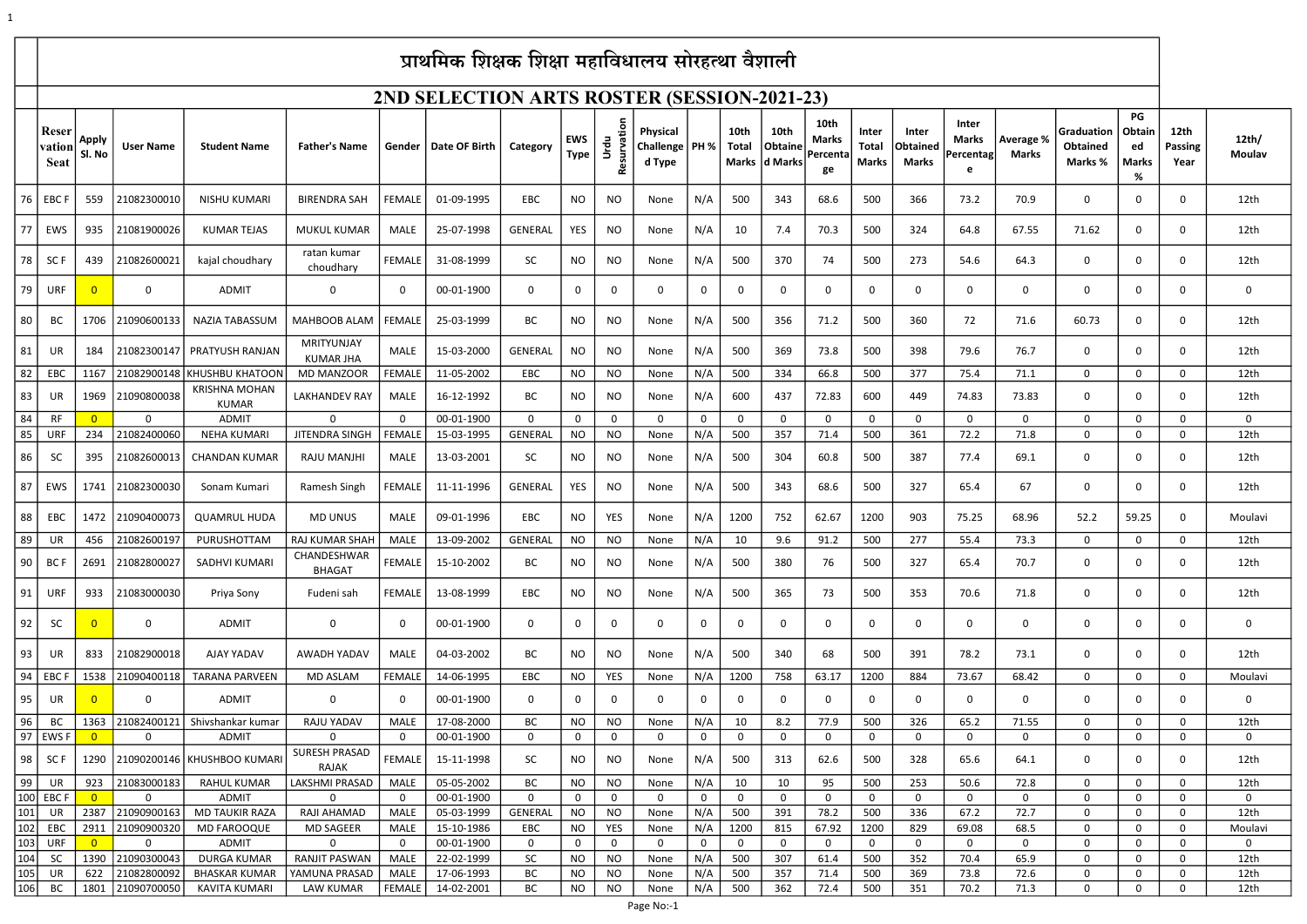# प्राथमिक शिक्षक शिक्षा महाविधालय सोरहत्था वैशाली

## 2ND SELECTION ARTS ROSTER (SESSION-2021-23)

| | Reservation Seat | Apply Sl. No | User Name | Student Name | Father's Name | Gender | Date OF Birth | Category | EWS Type | Urdu Resurvation | Physical Challenged Type | PH % | 10th Total Marks | 10th Obtained Marks | 10th Marks Percentage | Inter Total Marks | Inter Obtained Marks | Inter Marks Percentage | Average % Marks | Graduation Obtained Marks % | PG Obtained Marks % | 12th Passing Year | 12th/ Moulav |
|---|---|---|---|---|---|---|---|---|---|---|---|---|---|---|---|---|---|---|---|---|---|---|---|
| 76 | EBC F | 559 | 21082300010 | NISHU KUMARI | BIRENDRA SAH | FEMALE | 01-09-1995 | EBC | NO | NO | None | N/A | 500 | 343 | 68.6 | 500 | 366 | 73.2 | 70.9 | 0 | 0 | 0 | 12th |
| 77 | EWS | 935 | 21081900026 | KUMAR TEJAS | MUKUL KUMAR | MALE | 25-07-1998 | GENERAL | YES | NO | None | N/A | 10 | 7.4 | 70.3 | 500 | 324 | 64.8 | 67.55 | 71.62 | 0 | 0 | 12th |
| 78 | SC F | 439 | 21082600021 | kajal choudhary | ratan kumar choudhary | FEMALE | 31-08-1999 | SC | NO | NO | None | N/A | 500 | 370 | 74 | 500 | 273 | 54.6 | 64.3 | 0 | 0 | 0 | 12th |
| 79 | URF | 0 | 0 | ADMIT | 0 | 0 | 00-01-1900 | 0 | 0 | 0 | 0 | 0 | 0 | 0 | 0 | 0 | 0 | 0 | 0 | 0 | 0 | 0 | 0 |
| 80 | BC | 1706 | 21090600133 | NAZIA TABASSUM | MAHBOOB ALAM | FEMALE | 25-03-1999 | BC | NO | NO | None | N/A | 500 | 356 | 71.2 | 500 | 360 | 72 | 71.6 | 60.73 | 0 | 0 | 12th |
| 81 | UR | 184 | 21082300147 | PRATYUSH RANJAN | MRITYUNJAY KUMAR JHA | MALE | 15-03-2000 | GENERAL | NO | NO | None | N/A | 500 | 369 | 73.8 | 500 | 398 | 79.6 | 76.7 | 0 | 0 | 0 | 12th |
| 82 | EBC | 1167 | 21082900148 | KHUSHBU KHATOON | MD MANZOOR | FEMALE | 11-05-2002 | EBC | NO | NO | None | N/A | 500 | 334 | 66.8 | 500 | 377 | 75.4 | 71.1 | 0 | 0 | 0 | 12th |
| 83 | UR | 1969 | 21090800038 | KRISHNA MOHAN KUMAR | LAKHANDEV RAY | MALE | 16-12-1992 | BC | NO | NO | None | N/A | 600 | 437 | 72.83 | 600 | 449 | 74.83 | 73.83 | 0 | 0 | 0 | 12th |
| 84 | RF | 0 | 0 | ADMIT | 0 | 0 | 00-01-1900 | 0 | 0 | 0 | 0 | 0 | 0 | 0 | 0 | 0 | 0 | 0 | 0 | 0 | 0 | 0 | 0 |
| 85 | URF | 234 | 21082400060 | NEHA KUMARI | JITENDRA SINGH | FEMALE | 15-03-1995 | GENERAL | NO | NO | None | N/A | 500 | 357 | 71.4 | 500 | 361 | 72.2 | 71.8 | 0 | 0 | 0 | 12th |
| 86 | SC | 395 | 21082600013 | CHANDAN KUMAR | RAJU MANJHI | MALE | 13-03-2001 | SC | NO | NO | None | N/A | 500 | 304 | 60.8 | 500 | 387 | 77.4 | 69.1 | 0 | 0 | 0 | 12th |
| 87 | EWS | 1741 | 21082300030 | Sonam Kumari | Ramesh Singh | FEMALE | 11-11-1996 | GENERAL | YES | NO | None | N/A | 500 | 343 | 68.6 | 500 | 327 | 65.4 | 67 | 0 | 0 | 0 | 12th |
| 88 | EBC | 1472 | 21090400073 | QUAMRUL HUDA | MD UNUS | MALE | 09-01-1996 | EBC | NO | YES | None | N/A | 1200 | 752 | 62.67 | 1200 | 903 | 75.25 | 68.96 | 52.2 | 59.25 | 0 | Moulavi |
| 89 | UR | 456 | 21082600197 | PURUSHOTTAM | RAJ KUMAR SHAH | MALE | 13-09-2002 | GENERAL | NO | NO | None | N/A | 10 | 9.6 | 91.2 | 500 | 277 | 55.4 | 73.3 | 0 | 0 | 0 | 12th |
| 90 | BC F | 2691 | 21082800027 | SADHVI KUMARI | CHANDESHWAR BHAGAT | FEMALE | 15-10-2002 | BC | NO | NO | None | N/A | 500 | 380 | 76 | 500 | 327 | 65.4 | 70.7 | 0 | 0 | 0 | 12th |
| 91 | URF | 933 | 21083000030 | Priya Sony | Fudeni sah | FEMALE | 13-08-1999 | EBC | NO | NO | None | N/A | 500 | 365 | 73 | 500 | 353 | 70.6 | 71.8 | 0 | 0 | 0 | 12th |
| 92 | SC | 0 | 0 | ADMIT | 0 | 0 | 00-01-1900 | 0 | 0 | 0 | 0 | 0 | 0 | 0 | 0 | 0 | 0 | 0 | 0 | 0 | 0 | 0 | 0 |
| 93 | UR | 833 | 21082900018 | AJAY YADAV | AWADH YADAV | MALE | 04-03-2002 | BC | NO | NO | None | N/A | 500 | 340 | 68 | 500 | 391 | 78.2 | 73.1 | 0 | 0 | 0 | 12th |
| 94 | EBC F | 1538 | 21090400118 | TARANA PARVEEN | MD ASLAM | FEMALE | 14-06-1995 | EBC | NO | YES | None | N/A | 1200 | 758 | 63.17 | 1200 | 884 | 73.67 | 68.42 | 0 | 0 | 0 | Moulavi |
| 95 | UR | 0 | 0 | ADMIT | 0 | 0 | 00-01-1900 | 0 | 0 | 0 | 0 | 0 | 0 | 0 | 0 | 0 | 0 | 0 | 0 | 0 | 0 | 0 | 0 |
| 96 | BC | 1363 | 21082400121 | Shivshankar kumar | RAJU YADAV | MALE | 17-08-2000 | BC | NO | NO | None | N/A | 10 | 8.2 | 77.9 | 500 | 326 | 65.2 | 71.55 | 0 | 0 | 0 | 12th |
| 97 | EWS F | 0 | 0 | ADMIT | 0 | 0 | 00-01-1900 | 0 | 0 | 0 | 0 | 0 | 0 | 0 | 0 | 0 | 0 | 0 | 0 | 0 | 0 | 0 | 0 |
| 98 | SC F | 1290 | 21090200146 | KHUSHBOO KUMARI | SURESH PRASAD RAJAK | FEMALE | 15-11-1998 | SC | NO | NO | None | N/A | 500 | 313 | 62.6 | 500 | 328 | 65.6 | 64.1 | 0 | 0 | 0 | 12th |
| 99 | UR | 923 | 21083000183 | RAHUL KUMAR | LAKSHMI PRASAD | MALE | 05-05-2002 | BC | NO | NO | None | N/A | 10 | 10 | 95 | 500 | 253 | 50.6 | 72.8 | 0 | 0 | 0 | 12th |
| 100 | EBC F | 0 | 0 | ADMIT | 0 | 0 | 00-01-1900 | 0 | 0 | 0 | 0 | 0 | 0 | 0 | 0 | 0 | 0 | 0 | 0 | 0 | 0 | 0 | 0 |
| 101 | UR | 2387 | 21090900163 | MD TAUKIR RAZA | RAJI AHAMAD | MALE | 05-03-1999 | GENERAL | NO | NO | None | N/A | 500 | 391 | 78.2 | 500 | 336 | 67.2 | 72.7 | 0 | 0 | 0 | 12th |
| 102 | EBC | 2911 | 21090900320 | MD FAROOQUE | MD SAGEER | MALE | 15-10-1986 | EBC | NO | YES | None | N/A | 1200 | 815 | 67.92 | 1200 | 829 | 69.08 | 68.5 | 0 | 0 | 0 | Moulavi |
| 103 | URF | 0 | 0 | ADMIT | 0 | 0 | 00-01-1900 | 0 | 0 | 0 | 0 | 0 | 0 | 0 | 0 | 0 | 0 | 0 | 0 | 0 | 0 | 0 | 0 |
| 104 | SC | 1390 | 21090300043 | DURGA KUMAR | RANJIT PASWAN | MALE | 22-02-1999 | SC | NO | NO | None | N/A | 500 | 307 | 61.4 | 500 | 352 | 70.4 | 65.9 | 0 | 0 | 0 | 12th |
| 105 | UR | 622 | 21082800092 | BHASKAR KUMAR | YAMUNA PRASAD | MALE | 17-06-1993 | BC | NO | NO | None | N/A | 500 | 357 | 71.4 | 500 | 369 | 73.8 | 72.6 | 0 | 0 | 0 | 12th |
| 106 | BC | 1801 | 21090700050 | KAVITA KUMARI | LAW KUMAR | FEMALE | 14-02-2001 | BC | NO | NO | None | N/A | 500 | 362 | 72.4 | 500 | 351 | 70.2 | 71.3 | 0 | 0 | 0 | 12th |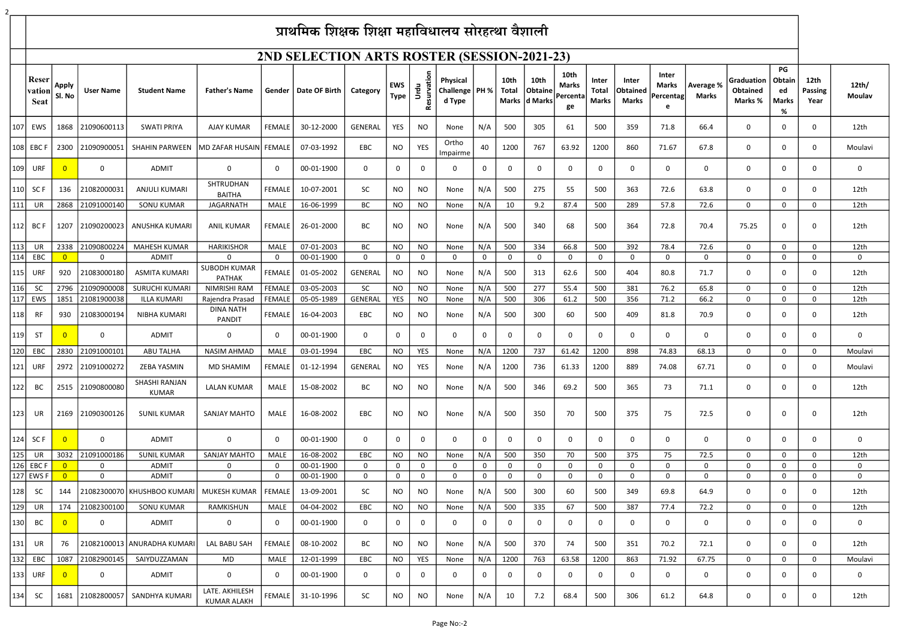# प्राथमिक शिक्षक शिक्षा महाविधालय सोरहत्था वैशाली

## 2ND SELECTION ARTS ROSTER (SESSION-2021-23)

| | Reservation Seat | Apply Sl. No | User Name | Student Name | Father's Name | Gender | Date OF Birth | Category | EWS Type | Urdu Resurvation | Physical Challenge d Type | PH % | 10th Total Marks | 10th Obtained Marks | 10th Marks Percentage | Inter Total Marks | Inter Obtained Marks | Inter Marks Percentage | Average % Marks | Graduation Obtained Marks % | PG Obtained Marks % | 12th Passing Year | 12th/ Moulav |
|---|---|---|---|---|---|---|---|---|---|---|---|---|---|---|---|---|---|---|---|---|---|---|---|
| 107 | EWS | 1868 | 21090600113 | SWATI PRIYA | AJAY KUMAR | FEMALE | 30-12-2000 | GENERAL | YES | NO | None | N/A | 500 | 305 | 61 | 500 | 359 | 71.8 | 66.4 | 0 | 0 | 0 | 12th |
| 108 | EBC F | 2300 | 21090900051 | SHAHIN PARWEEN | MD ZAFAR HUSAIN | FEMALE | 07-03-1992 | EBC | NO | YES | Ortho Impairme | 40 | 1200 | 767 | 63.92 | 1200 | 860 | 71.67 | 67.8 | 0 | 0 | 0 | Moulavi |
| 109 | URF | 0 | 0 | ADMIT | 0 | 0 | 00-01-1900 | 0 | 0 | 0 | 0 | 0 | 0 | 0 | 0 | 0 | 0 | 0 | 0 | 0 | 0 | 0 | 0 |
| 110 | SC F | 136 | 21082000031 | ANJULI KUMARI | SHTRUDHAN BAITHA | FEMALE | 10-07-2001 | SC | NO | NO | None | N/A | 500 | 275 | 55 | 500 | 363 | 72.6 | 63.8 | 0 | 0 | 0 | 12th |
| 111 | UR | 2868 | 21091000140 | SONU KUMAR | JAGARNATH | MALE | 16-06-1999 | BC | NO | NO | None | N/A | 10 | 9.2 | 87.4 | 500 | 289 | 57.8 | 72.6 | 0 | 0 | 0 | 12th |
| 112 | BC F | 1207 | 21090200023 | ANUSHKA KUMARI | ANIL KUMAR | FEMALE | 26-01-2000 | BC | NO | NO | None | N/A | 500 | 340 | 68 | 500 | 364 | 72.8 | 70.4 | 75.25 | 0 | 0 | 12th |
| 113 | UR | 2338 | 21090800224 | MAHESH KUMAR | HARIKISHOR | MALE | 07-01-2003 | BC | NO | NO | None | N/A | 500 | 334 | 66.8 | 500 | 392 | 78.4 | 72.6 | 0 | 0 | 0 | 12th |
| 114 | EBC | 0 | 0 | ADMIT | 0 | 0 | 00-01-1900 | 0 | 0 | 0 | 0 | 0 | 0 | 0 | 0 | 0 | 0 | 0 | 0 | 0 | 0 | 0 | 0 |
| 115 | URF | 920 | 21083000180 | ASMITA KUMARI | SUBODH KUMAR PATHAK | FEMALE | 01-05-2002 | GENERAL | NO | NO | None | N/A | 500 | 313 | 62.6 | 500 | 404 | 80.8 | 71.7 | 0 | 0 | 0 | 12th |
| 116 | SC | 2796 | 21090900008 | SURUCHI KUMARI | NIMRISHI RAM | FEMALE | 03-05-2003 | SC | NO | NO | None | N/A | 500 | 277 | 55.4 | 500 | 381 | 76.2 | 65.8 | 0 | 0 | 0 | 12th |
| 117 | EWS | 1851 | 21081900038 | ILLA KUMARI | Rajendra Prasad | FEMALE | 05-05-1989 | GENERAL | YES | NO | None | N/A | 500 | 306 | 61.2 | 500 | 356 | 71.2 | 66.2 | 0 | 0 | 0 | 12th |
| 118 | RF | 930 | 21083000194 | NIBHA KUMARI | DINA NATH PANDIT | FEMALE | 16-04-2003 | EBC | NO | NO | None | N/A | 500 | 300 | 60 | 500 | 409 | 81.8 | 70.9 | 0 | 0 | 0 | 12th |
| 119 | ST | 0 | 0 | ADMIT | 0 | 0 | 00-01-1900 | 0 | 0 | 0 | 0 | 0 | 0 | 0 | 0 | 0 | 0 | 0 | 0 | 0 | 0 | 0 | 0 |
| 120 | EBC | 2830 | 21091000101 | ABU TALHA | NASIM AHMAD | MALE | 03-01-1994 | EBC | NO | YES | None | N/A | 1200 | 737 | 61.42 | 1200 | 898 | 74.83 | 68.13 | 0 | 0 | 0 | Moulavi |
| 121 | URF | 2972 | 21091000272 | ZEBA YASMIN | MD SHAMIM | FEMALE | 01-12-1994 | GENERAL | NO | YES | None | N/A | 1200 | 736 | 61.33 | 1200 | 889 | 74.08 | 67.71 | 0 | 0 | 0 | Moulavi |
| 122 | BC | 2515 | 21090800080 | SHASHI RANJAN KUMAR | LALAN KUMAR | MALE | 15-08-2002 | BC | NO | NO | None | N/A | 500 | 346 | 69.2 | 500 | 365 | 73 | 71.1 | 0 | 0 | 0 | 12th |
| 123 | UR | 2169 | 21090300126 | SUNIL KUMAR | SANJAY MAHTO | MALE | 16-08-2002 | EBC | NO | NO | None | N/A | 500 | 350 | 70 | 500 | 375 | 75 | 72.5 | 0 | 0 | 0 | 12th |
| 124 | SC F | 0 | 0 | ADMIT | 0 | 0 | 00-01-1900 | 0 | 0 | 0 | 0 | 0 | 0 | 0 | 0 | 0 | 0 | 0 | 0 | 0 | 0 | 0 | 0 |
| 125 | UR | 3032 | 21091000186 | SUNIL KUMAR | SANJAY MAHTO | MALE | 16-08-2002 | EBC | NO | NO | None | N/A | 500 | 350 | 70 | 500 | 375 | 75 | 72.5 | 0 | 0 | 0 | 12th |
| 126 | EBC F | 0 | 0 | ADMIT | 0 | 0 | 00-01-1900 | 0 | 0 | 0 | 0 | 0 | 0 | 0 | 0 | 0 | 0 | 0 | 0 | 0 | 0 | 0 | 0 |
| 127 | EWS F | 0 | 0 | ADMIT | 0 | 0 | 00-01-1900 | 0 | 0 | 0 | 0 | 0 | 0 | 0 | 0 | 0 | 0 | 0 | 0 | 0 | 0 | 0 | 0 |
| 128 | SC | 144 | 21082300070 | KHUSHBOO KUMARI | MUKESH KUMAR | FEMALE | 13-09-2001 | SC | NO | NO | None | N/A | 500 | 300 | 60 | 500 | 349 | 69.8 | 64.9 | 0 | 0 | 0 | 12th |
| 129 | UR | 174 | 21082300100 | SONU KUMAR | RAMKISHUN | MALE | 04-04-2002 | EBC | NO | NO | None | N/A | 500 | 335 | 67 | 500 | 387 | 77.4 | 72.2 | 0 | 0 | 0 | 12th |
| 130 | BC | 0 | 0 | ADMIT | 0 | 0 | 00-01-1900 | 0 | 0 | 0 | 0 | 0 | 0 | 0 | 0 | 0 | 0 | 0 | 0 | 0 | 0 | 0 | 0 |
| 131 | UR | 76 | 21082100013 | ANURADHA KUMARI | LAL BABU SAH | FEMALE | 08-10-2002 | BC | NO | NO | None | N/A | 500 | 370 | 74 | 500 | 351 | 70.2 | 72.1 | 0 | 0 | 0 | 12th |
| 132 | EBC | 1087 | 21082900145 | SAIYDUZZAMAN | MD | MALE | 12-01-1999 | EBC | NO | YES | None | N/A | 1200 | 763 | 63.58 | 1200 | 863 | 71.92 | 67.75 | 0 | 0 | 0 | Moulavi |
| 133 | URF | 0 | 0 | ADMIT | 0 | 0 | 00-01-1900 | 0 | 0 | 0 | 0 | 0 | 0 | 0 | 0 | 0 | 0 | 0 | 0 | 0 | 0 | 0 | 0 |
| 134 | SC | 1681 | 21082800057 | SANDHYA KUMARI | LATE. AKHILESH KUMAR ALAKH | FEMALE | 31-10-1996 | SC | NO | NO | None | N/A | 10 | 7.2 | 68.4 | 500 | 306 | 61.2 | 64.8 | 0 | 0 | 0 | 12th |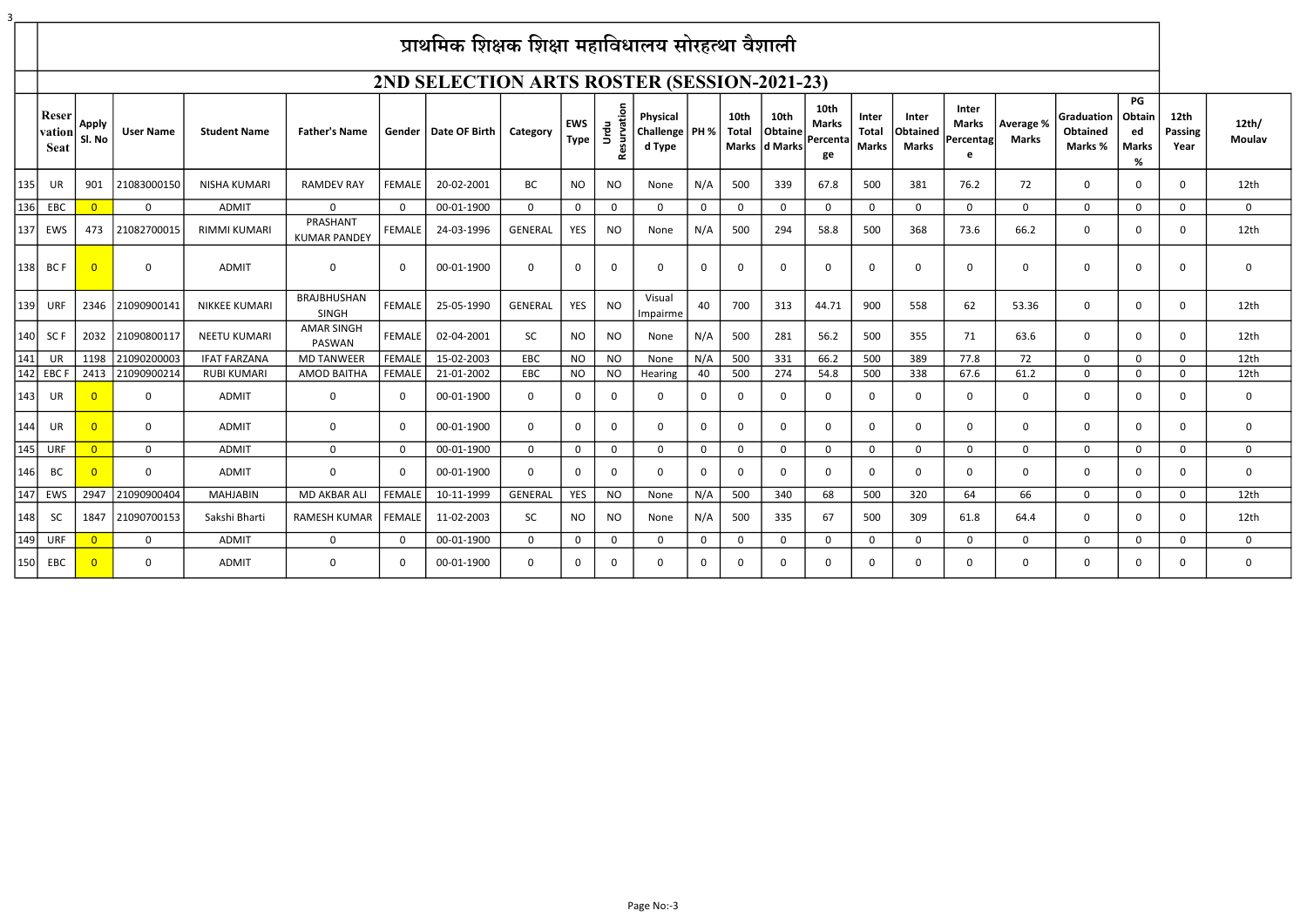# प्राथमिक शिक्षक शिक्षा महाविधालय सोरहत्था वैशाली

## 2ND SELECTION ARTS ROSTER (SESSION-2021-23)

| | Reservation Seat | Apply Sl. No | User Name | Student Name | Father's Name | Gender | Date OF Birth | Category | EWS Type | Urdu Resurvation | Physical Challenged Type | PH % | 10th Total Marks | 10th Obtained Marks | 10th Marks Percentage | Inter Total Marks | Inter Obtained Marks | Inter Marks Percentage | Average % Marks | Graduation Obtained Marks % | PG Obtained Marks % | 12th Passing Year | 12th/ Moulav |
|---|---|---|---|---|---|---|---|---|---|---|---|---|---|---|---|---|---|---|---|---|---|---|---|
| 135 | UR | 901 | 21083000150 | NISHA KUMARI | RAMDEV RAY | FEMALE | 20-02-2001 | BC | NO | NO | None | N/A | 500 | 339 | 67.8 | 500 | 381 | 76.2 | 72 | 0 | 0 | 0 | 12th |
| 136 | EBC | 0 | 0 | ADMIT | 0 | 0 | 00-01-1900 | 0 | 0 | 0 | 0 | 0 | 0 | 0 | 0 | 0 | 0 | 0 | 0 | 0 | 0 | 0 | 0 |
| 137 | EWS | 473 | 21082700015 | RIMMI KUMARI | PRASHANT KUMAR PANDEY | FEMALE | 24-03-1996 | GENERAL | YES | NO | None | N/A | 500 | 294 | 58.8 | 500 | 368 | 73.6 | 66.2 | 0 | 0 | 0 | 12th |
| 138 | BC F | 0 | 0 | ADMIT | 0 | 0 | 00-01-1900 | 0 | 0 | 0 | 0 | 0 | 0 | 0 | 0 | 0 | 0 | 0 | 0 | 0 | 0 | 0 | 0 |
| 139 | URF | 2346 | 21090900141 | NIKKEE KUMARI | BRAJBHUSHAN SINGH | FEMALE | 25-05-1990 | GENERAL | YES | NO | Visual Impairme | 40 | 700 | 313 | 44.71 | 900 | 558 | 62 | 53.36 | 0 | 0 | 0 | 12th |
| 140 | SC F | 2032 | 21090800117 | NEETU KUMARI | AMAR SINGH PASWAN | FEMALE | 02-04-2001 | SC | NO | NO | None | N/A | 500 | 281 | 56.2 | 500 | 355 | 71 | 63.6 | 0 | 0 | 0 | 12th |
| 141 | UR | 1198 | 21090200003 | IFAT FARZANA | MD TANWEER | FEMALE | 15-02-2003 | EBC | NO | NO | None | N/A | 500 | 331 | 66.2 | 500 | 389 | 77.8 | 72 | 0 | 0 | 0 | 12th |
| 142 | EBC F | 2413 | 21090900214 | RUBI KUMARI | AMOD BAITHA | FEMALE | 21-01-2002 | EBC | NO | NO | Hearing | 40 | 500 | 274 | 54.8 | 500 | 338 | 67.6 | 61.2 | 0 | 0 | 0 | 12th |
| 143 | UR | 0 | 0 | ADMIT | 0 | 0 | 00-01-1900 | 0 | 0 | 0 | 0 | 0 | 0 | 0 | 0 | 0 | 0 | 0 | 0 | 0 | 0 | 0 | 0 |
| 144 | UR | 0 | 0 | ADMIT | 0 | 0 | 00-01-1900 | 0 | 0 | 0 | 0 | 0 | 0 | 0 | 0 | 0 | 0 | 0 | 0 | 0 | 0 | 0 | 0 |
| 145 | URF | 0 | 0 | ADMIT | 0 | 0 | 00-01-1900 | 0 | 0 | 0 | 0 | 0 | 0 | 0 | 0 | 0 | 0 | 0 | 0 | 0 | 0 | 0 | 0 |
| 146 | BC | 0 | 0 | ADMIT | 0 | 0 | 00-01-1900 | 0 | 0 | 0 | 0 | 0 | 0 | 0 | 0 | 0 | 0 | 0 | 0 | 0 | 0 | 0 | 0 |
| 147 | EWS | 2947 | 21090900404 | MAHJABIN | MD AKBAR ALI | FEMALE | 10-11-1999 | GENERAL | YES | NO | None | N/A | 500 | 340 | 68 | 500 | 320 | 64 | 66 | 0 | 0 | 0 | 12th |
| 148 | SC | 1847 | 21090700153 | Sakshi Bharti | RAMESH KUMAR | FEMALE | 11-02-2003 | SC | NO | NO | None | N/A | 500 | 335 | 67 | 500 | 309 | 61.8 | 64.4 | 0 | 0 | 0 | 12th |
| 149 | URF | 0 | 0 | ADMIT | 0 | 0 | 00-01-1900 | 0 | 0 | 0 | 0 | 0 | 0 | 0 | 0 | 0 | 0 | 0 | 0 | 0 | 0 | 0 | 0 |
| 150 | EBC | 0 | 0 | ADMIT | 0 | 0 | 00-01-1900 | 0 | 0 | 0 | 0 | 0 | 0 | 0 | 0 | 0 | 0 | 0 | 0 | 0 | 0 | 0 | 0 |